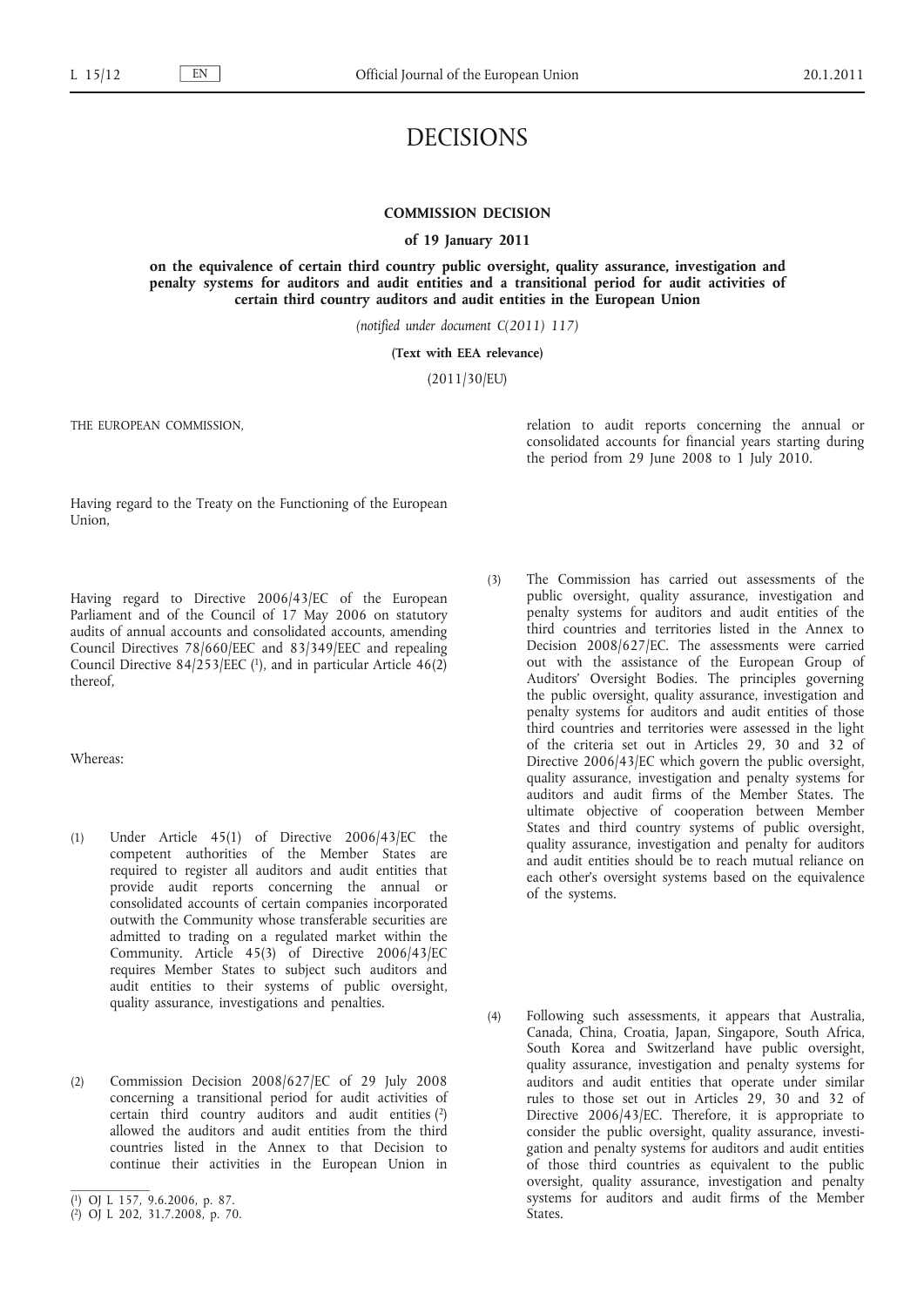# DECISIONS

## COMMISSION DECISION

### of 19 January 2011

### on the equivalence of certain third country public oversight, quality assurance, investigation and penalty systems for auditors and audit entities and a transitional period for audit activities of certain third country auditors and audit entities in the European Union

*(notified under document C(2011) 117)*

**(Text with EEA relevance)**

(2011/30/EU)

THE EUROPEAN COMMISSION,

Having regard to the Treaty on the Functioning of the European Union,

Having regard to Directive 2006/43/EC of the European Parliament and of the Council of 17 May 2006 on statutory audits of annual accounts and consolidated accounts, amending Council Directives 78/660/EEC and 83/349/EEC and repealing Council Directive 84/253/EEC [1], and in particular Article 46(2) thereof,

Whereas:

(1) Under Article 45(1) of Directive 2006/43/EC the competent authorities of the Member States are required to register all auditors and audit entities that provide audit reports concerning the annual or consolidated accounts of certain companies incorporated outwith the Community whose transferable securities are admitted to trading on a regulated market within the Community. Article 45(3) of Directive 2006/43/EC requires Member States to subject such auditors and audit entities to their systems of public oversight, quality assurance, investigations and penalties.

(2) Commission Decision 2008/627/EC of 29 July 2008 concerning a transitional period for audit activities of certain third country auditors and audit entities [2] allowed the auditors and audit entities from the third countries listed in the Annex to that Decision to continue their activities in the European Union in relation to audit reports concerning the annual or consolidated accounts for financial years starting during the period from 29 June 2008 to 1 July 2010.

(3) The Commission has carried out assessments of the public oversight, quality assurance, investigation and penalty systems for auditors and audit entities of the third countries and territories listed in the Annex to Decision 2008/627/EC. The assessments were carried out with the assistance of the European Group of Auditors' Oversight Bodies. The principles governing the public oversight, quality assurance, investigation and penalty systems for auditors and audit entities of those third countries and territories were assessed in the light of the criteria set out in Articles 29, 30 and 32 of Directive 2006/43/EC which govern the public oversight, quality assurance, investigation and penalty systems for auditors and audit firms of the Member States. The ultimate objective of cooperation between Member States and third country systems of public oversight, quality assurance, investigation and penalty for auditors and audit entities should be to reach mutual reliance on each other's oversight systems based on the equivalence of the systems.

(4) Following such assessments, it appears that Australia, Canada, China, Croatia, Japan, Singapore, South Africa, South Korea and Switzerland have public oversight, quality assurance, investigation and penalty systems for auditors and audit entities that operate under similar rules to those set out in Articles 29, 30 and 32 of Directive 2006/43/EC. Therefore, it is appropriate to consider the public oversight, quality assurance, investigation and penalty systems for auditors and audit entities of those third countries as equivalent to the public oversight, quality assurance, investigation and penalty systems for auditors and audit firms of the Member States.

---

[1] OJ L 157, 9.6.2006, p. 87.

[2] OJ L 202, 31.7.2008, p. 70.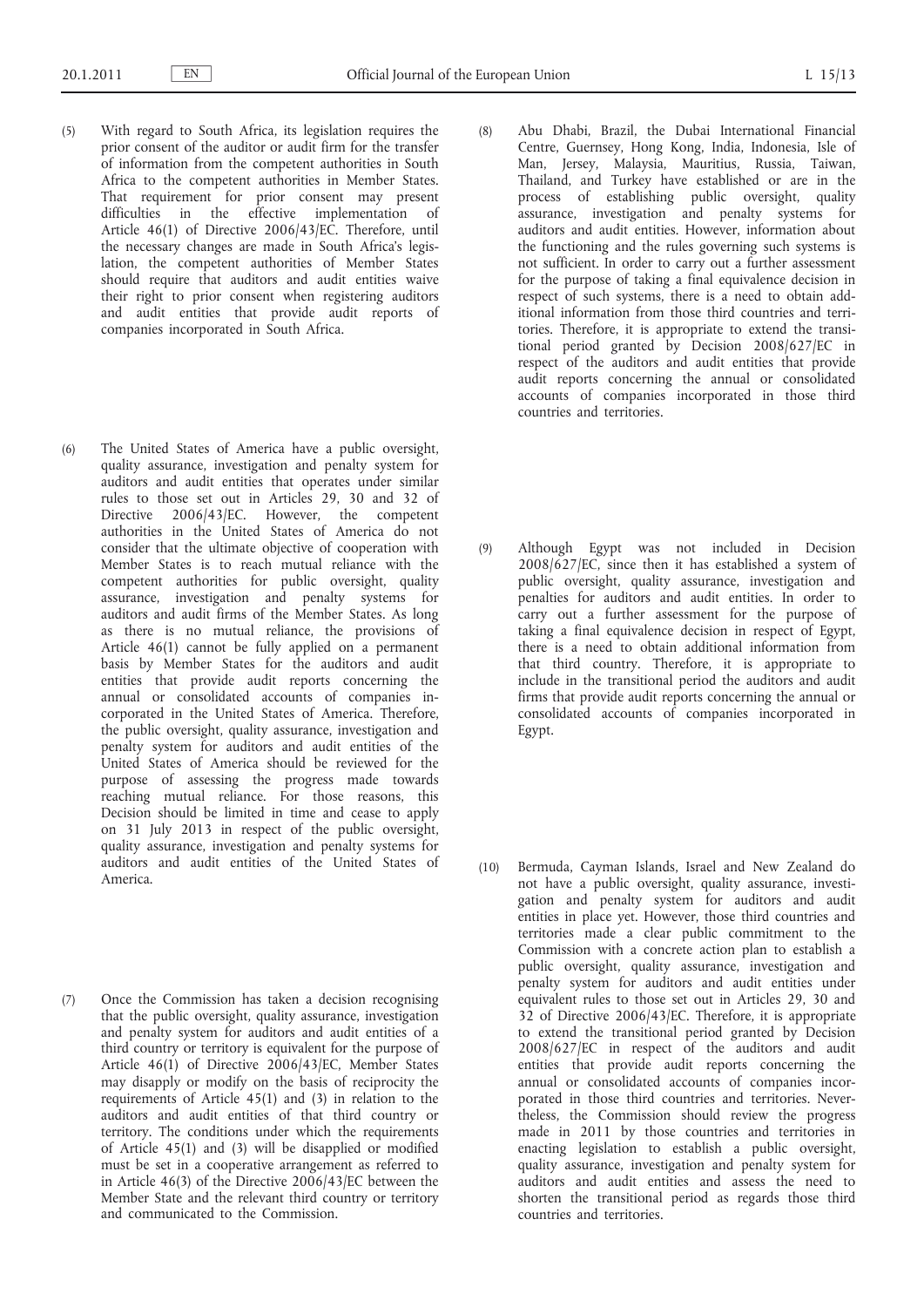(5) With regard to South Africa, its legislation requires the prior consent of the auditor or audit firm for the transfer of information from the competent authorities in South Africa to the competent authorities in Member States. That requirement for prior consent may present difficulties in the effective implementation of Article 46(1) of Directive 2006/43/EC. Therefore, until the necessary changes are made in South Africa's legislation, the competent authorities of Member States should require that auditors and audit entities waive their right to prior consent when registering auditors and audit entities that provide audit reports of companies incorporated in South Africa.

(6) The United States of America have a public oversight, quality assurance, investigation and penalty system for auditors and audit entities that operates under similar rules to those set out in Articles 29, 30 and 32 of Directive 2006/43/EC. However, the competent authorities in the United States of America do not consider that the ultimate objective of cooperation with Member States is to reach mutual reliance with the competent authorities for public oversight, quality assurance, investigation and penalty systems for auditors and audit firms of the Member States. As long as there is no mutual reliance, the provisions of Article 46(1) cannot be fully applied on a permanent basis by Member States for the auditors and audit entities that provide audit reports concerning the annual or consolidated accounts of companies incorporated in the United States of America. Therefore, the public oversight, quality assurance, investigation and penalty system for auditors and audit entities of the United States of America should be reviewed for the purpose of assessing the progress made towards reaching mutual reliance. For those reasons, this Decision should be limited in time and cease to apply on 31 July 2013 in respect of the public oversight, quality assurance, investigation and penalty systems for auditors and audit entities of the United States of America.

(7) Once the Commission has taken a decision recognising that the public oversight, quality assurance, investigation and penalty system for auditors and audit entities of a third country or territory is equivalent for the purpose of Article 46(1) of Directive 2006/43/EC, Member States may disapply or modify on the basis of reciprocity the requirements of Article 45(1) and (3) in relation to the auditors and audit entities of that third country or territory. The conditions under which the requirements of Article 45(1) and (3) will be disapplied or modified must be set in a cooperative arrangement as referred to in Article 46(3) of the Directive 2006/43/EC between the Member State and the relevant third country or territory and communicated to the Commission.

(8) Abu Dhabi, Brazil, the Dubai International Financial Centre, Guernsey, Hong Kong, India, Indonesia, Isle of Man, Jersey, Malaysia, Mauritius, Russia, Taiwan, Thailand, and Turkey have established or are in the process of establishing public oversight, quality assurance, investigation and penalty systems for auditors and audit entities. However, information about the functioning and the rules governing such systems is not sufficient. In order to carry out a further assessment for the purpose of taking a final equivalence decision in respect of such systems, there is a need to obtain additional information from those third countries and territories. Therefore, it is appropriate to extend the transitional period granted by Decision 2008/627/EC in respect of the auditors and audit entities that provide audit reports concerning the annual or consolidated accounts of companies incorporated in those third countries and territories.

(9) Although Egypt was not included in Decision 2008/627/EC, since then it has established a system of public oversight, quality assurance, investigation and penalties for auditors and audit entities. In order to carry out a further assessment for the purpose of taking a final equivalence decision in respect of Egypt, there is a need to obtain additional information from that third country. Therefore, it is appropriate to include in the transitional period the auditors and audit firms that provide audit reports concerning the annual or consolidated accounts of companies incorporated in Egypt.

(10) Bermuda, Cayman Islands, Israel and New Zealand do not have a public oversight, quality assurance, investigation and penalty system for auditors and audit entities in place yet. However, those third countries and territories made a clear public commitment to the Commission with a concrete action plan to establish a public oversight, quality assurance, investigation and penalty system for auditors and audit entities under equivalent rules to those set out in Articles 29, 30 and 32 of Directive 2006/43/EC. Therefore, it is appropriate to extend the transitional period granted by Decision 2008/627/EC in respect of the auditors and audit entities that provide audit reports concerning the annual or consolidated accounts of companies incorporated in those third countries and territories. Nevertheless, the Commission should review the progress made in 2011 by those countries and territories in enacting legislation to establish a public oversight, quality assurance, investigation and penalty system for auditors and audit entities and assess the need to shorten the transitional period as regards those third countries and territories.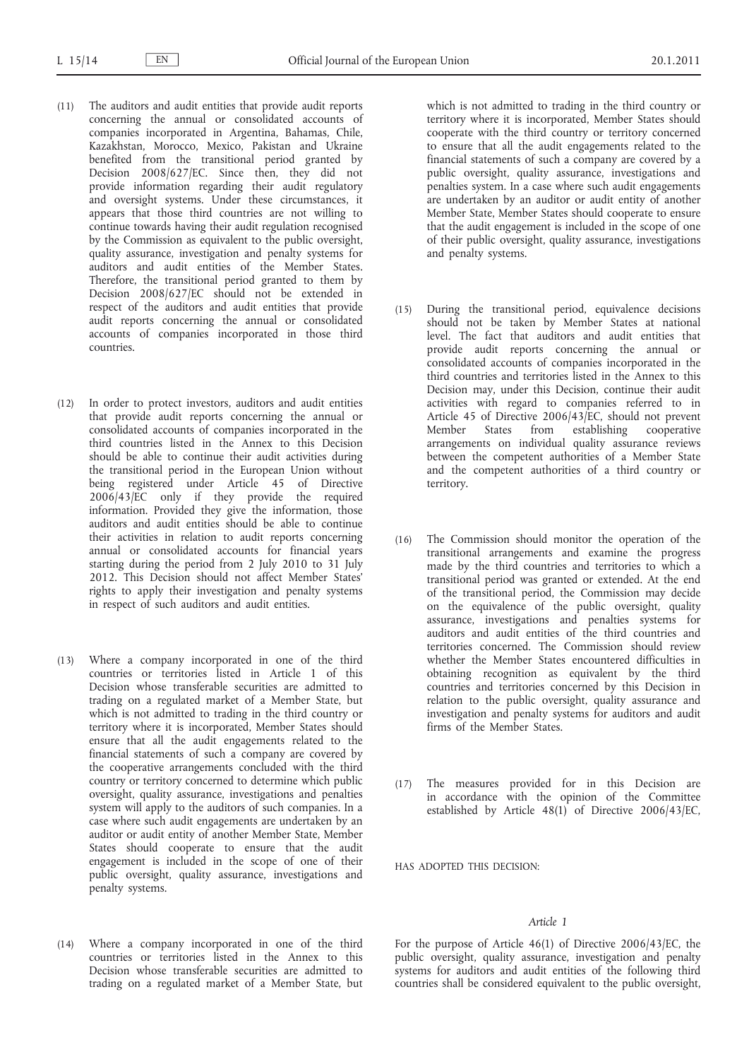(11) The auditors and audit entities that provide audit reports concerning the annual or consolidated accounts of companies incorporated in Argentina, Bahamas, Chile, Kazakhstan, Morocco, Mexico, Pakistan and Ukraine benefited from the transitional period granted by Decision 2008/627/EC. Since then, they did not provide information regarding their audit regulatory and oversight systems. Under these circumstances, it appears that those third countries are not willing to continue towards having their audit regulation recognised by the Commission as equivalent to the public oversight, quality assurance, investigation and penalty systems for auditors and audit entities of the Member States. Therefore, the transitional period granted to them by Decision 2008/627/EC should not be extended in respect of the auditors and audit entities that provide audit reports concerning the annual or consolidated accounts of companies incorporated in those third countries.

(12) In order to protect investors, auditors and audit entities that provide audit reports concerning the annual or consolidated accounts of companies incorporated in the third countries listed in the Annex to this Decision should be able to continue their audit activities during the transitional period in the European Union without being registered under Article 45 of Directive 2006/43/EC only if they provide the required information. Provided they give the information, those auditors and audit entities should be able to continue their activities in relation to audit reports concerning annual or consolidated accounts for financial years starting during the period from 2 July 2010 to 31 July 2012. This Decision should not affect Member States' rights to apply their investigation and penalty systems in respect of such auditors and audit entities.

(13) Where a company incorporated in one of the third countries or territories listed in Article 1 of this Decision whose transferable securities are admitted to trading on a regulated market of a Member State, but which is not admitted to trading in the third country or territory where it is incorporated, Member States should ensure that all the audit engagements related to the financial statements of such a company are covered by the cooperative arrangements concluded with the third country or territory concerned to determine which public oversight, quality assurance, investigations and penalties system will apply to the auditors of such companies. In a case where such audit engagements are undertaken by an auditor or audit entity of another Member State, Member States should cooperate to ensure that the audit engagement is included in the scope of one of their public oversight, quality assurance, investigations and penalty systems.

(14) Where a company incorporated in one of the third countries or territories listed in the Annex to this Decision whose transferable securities are admitted to trading on a regulated market of a Member State, but which is not admitted to trading in the third country or territory where it is incorporated, Member States should cooperate with the third country or territory concerned to ensure that all the audit engagements related to the financial statements of such a company are covered by a public oversight, quality assurance, investigations and penalties system. In a case where such audit engagements are undertaken by an auditor or audit entity of another Member State, Member States should cooperate to ensure that the audit engagement is included in the scope of one of their public oversight, quality assurance, investigations and penalty systems.

(15) During the transitional period, equivalence decisions should not be taken by Member States at national level. The fact that auditors and audit entities that provide audit reports concerning the annual or consolidated accounts of companies incorporated in the third countries and territories listed in the Annex to this Decision may, under this Decision, continue their audit activities with regard to companies referred to in Article 45 of Directive 2006/43/EC, should not prevent Member States from establishing cooperative arrangements on individual quality assurance reviews between the competent authorities of a Member State and the competent authorities of a third country or territory.

(16) The Commission should monitor the operation of the transitional arrangements and examine the progress made by the third countries and territories to which a transitional period was granted or extended. At the end of the transitional period, the Commission may decide on the equivalence of the public oversight, quality assurance, investigations and penalties systems for auditors and audit entities of the third countries and territories concerned. The Commission should review whether the Member States encountered difficulties in obtaining recognition as equivalent by the third countries and territories concerned by this Decision in relation to the public oversight, quality assurance and investigation and penalty systems for auditors and audit firms of the Member States.

(17) The measures provided for in this Decision are in accordance with the opinion of the Committee established by Article 48(1) of Directive 2006/43/EC,

HAS ADOPTED THIS DECISION:

*Article 1*

For the purpose of Article 46(1) of Directive 2006/43/EC, the public oversight, quality assurance, investigation and penalty systems for auditors and audit entities of the following third countries shall be considered equivalent to the public oversight,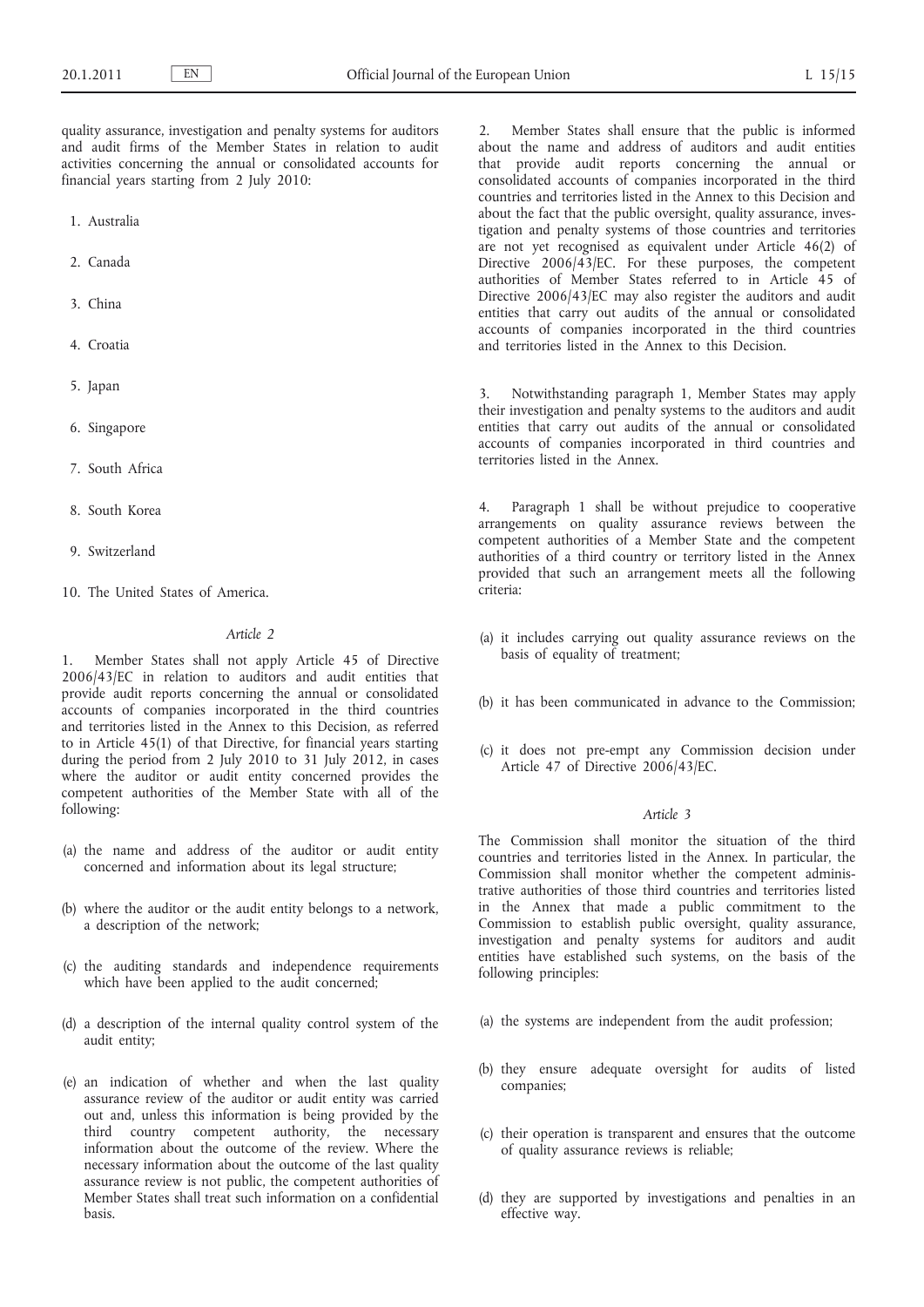quality assurance, investigation and penalty systems for auditors and audit firms of the Member States in relation to audit activities concerning the annual or consolidated accounts for financial years starting from 2 July 2010:

1. Australia
2. Canada
3. China
4. Croatia
5. Japan
6. Singapore
7. South Africa
8. South Korea
9. Switzerland
10. The United States of America.

*Article 2*

1. Member States shall not apply Article 45 of Directive 2006/43/EC in relation to auditors and audit entities that provide audit reports concerning the annual or consolidated accounts of companies incorporated in the third countries and territories listed in the Annex to this Decision, as referred to in Article 45(1) of that Directive, for financial years starting during the period from 2 July 2010 to 31 July 2012, in cases where the auditor or audit entity concerned provides the competent authorities of the Member State with all of the following:

(a) the name and address of the auditor or audit entity concerned and information about its legal structure;

(b) where the auditor or the audit entity belongs to a network, a description of the network;

(c) the auditing standards and independence requirements which have been applied to the audit concerned;

(d) a description of the internal quality control system of the audit entity;

(e) an indication of whether and when the last quality assurance review of the auditor or audit entity was carried out and, unless this information is being provided by the third country competent authority, the necessary information about the outcome of the review. Where the necessary information about the outcome of the last quality assurance review is not public, the competent authorities of Member States shall treat such information on a confidential basis.

2. Member States shall ensure that the public is informed about the name and address of auditors and audit entities that provide audit reports concerning the annual or consolidated accounts of companies incorporated in the third countries and territories listed in the Annex to this Decision and about the fact that the public oversight, quality assurance, investigation and penalty systems of those countries and territories are not yet recognised as equivalent under Article 46(2) of Directive 2006/43/EC. For these purposes, the competent authorities of Member States referred to in Article 45 of Directive 2006/43/EC may also register the auditors and audit entities that carry out audits of the annual or consolidated accounts of companies incorporated in the third countries and territories listed in the Annex to this Decision.

3. Notwithstanding paragraph 1, Member States may apply their investigation and penalty systems to the auditors and audit entities that carry out audits of the annual or consolidated accounts of companies incorporated in third countries and territories listed in the Annex.

4. Paragraph 1 shall be without prejudice to cooperative arrangements on quality assurance reviews between the competent authorities of a Member State and the competent authorities of a third country or territory listed in the Annex provided that such an arrangement meets all the following criteria:

(a) it includes carrying out quality assurance reviews on the basis of equality of treatment;

(b) it has been communicated in advance to the Commission;

(c) it does not pre-empt any Commission decision under Article 47 of Directive 2006/43/EC.

*Article 3*

The Commission shall monitor the situation of the third countries and territories listed in the Annex. In particular, the Commission shall monitor whether the competent administrative authorities of those third countries and territories listed in the Annex that made a public commitment to the Commission to establish public oversight, quality assurance, investigation and penalty systems for auditors and audit entities have established such systems, on the basis of the following principles:

(a) the systems are independent from the audit profession;

(b) they ensure adequate oversight for audits of listed companies;

(c) their operation is transparent and ensures that the outcome of quality assurance reviews is reliable;

(d) they are supported by investigations and penalties in an effective way.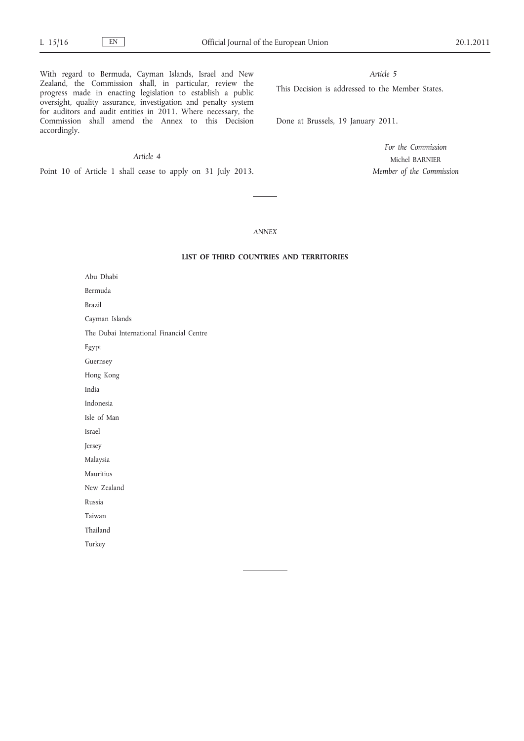With regard to Bermuda, Cayman Islands, Israel and New Zealand, the Commission shall, in particular, review the progress made in enacting legislation to establish a public oversight, quality assurance, investigation and penalty system for auditors and audit entities in 2011. Where necessary, the Commission shall amend the Annex to this Decision accordingly.

*Article 4*

Point 10 of Article 1 shall cease to apply on 31 July 2013.

*Article 5*

This Decision is addressed to the Member States.

Done at Brussels, 19 January 2011.

*For the Commission*

Michel BARNIER

*Member of the Commission*

---

*ANNEX*

**LIST OF THIRD COUNTRIES AND TERRITORIES**

Abu Dhabi

Bermuda

Brazil

Cayman Islands

The Dubai International Financial Centre

Egypt

Guernsey

Hong Kong

India

Indonesia

Isle of Man

Israel

Jersey

Malaysia

Mauritius

New Zealand

Russia

Taiwan

Thailand

Turkey